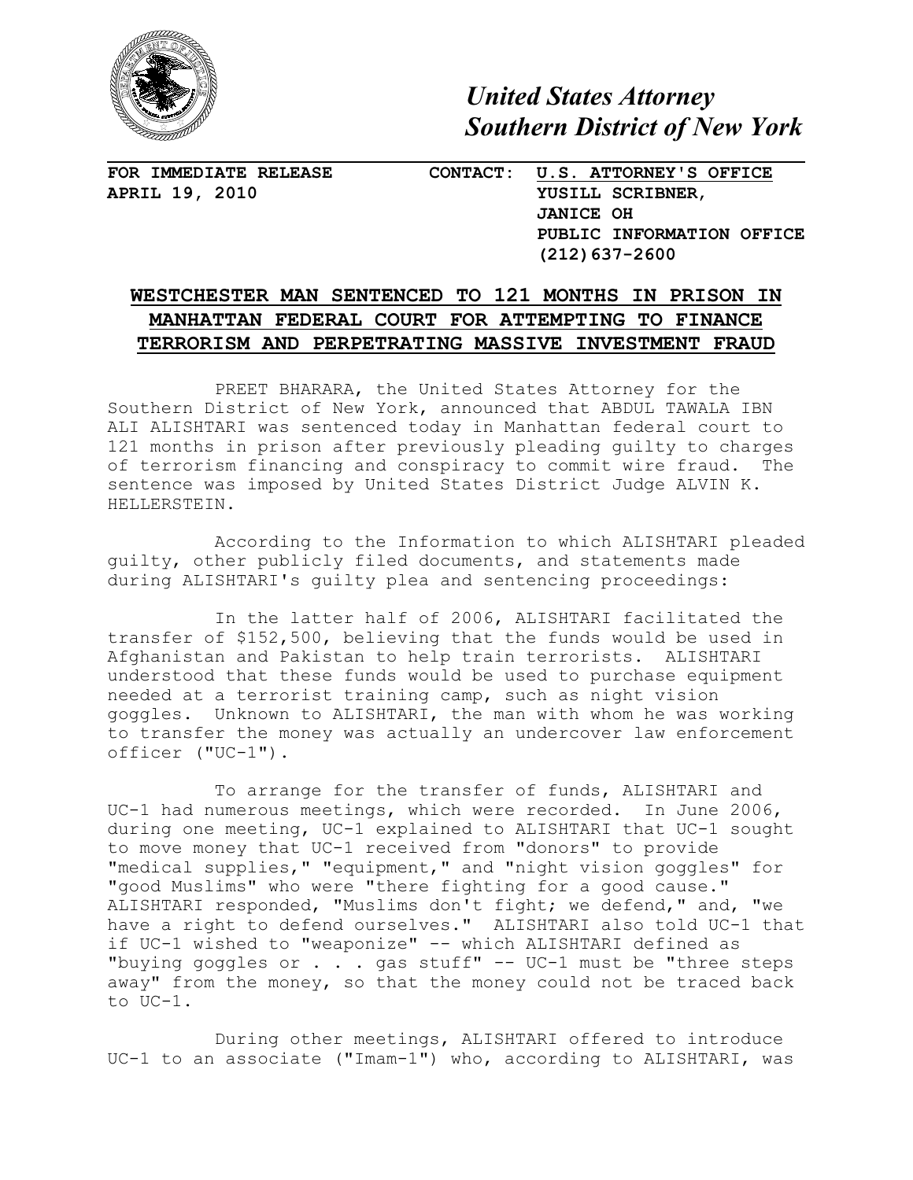# *United States Attorney*
# *Southern District of New York*

**FOR IMMEDIATE RELEASE**
**APRIL 19, 2010**

**CONTACT:** **U.S. ATTORNEY'S OFFICE**
**YUSILL SCRIBNER,**
**JANICE OH**
**PUBLIC INFORMATION OFFICE**
**(212)637-2600**

## WESTCHESTER MAN SENTENCED TO 121 MONTHS IN PRISON IN MANHATTAN FEDERAL COURT FOR ATTEMPTING TO FINANCE TERRORISM AND PERPETRATING MASSIVE INVESTMENT FRAUD

PREET BHARARA, the United States Attorney for the Southern District of New York, announced that ABDUL TAWALA IBN ALI ALISHTARI was sentenced today in Manhattan federal court to 121 months in prison after previously pleading guilty to charges of terrorism financing and conspiracy to commit wire fraud. The sentence was imposed by United States District Judge ALVIN K. HELLERSTEIN.

According to the Information to which ALISHTARI pleaded guilty, other publicly filed documents, and statements made during ALISHTARI's guilty plea and sentencing proceedings:

In the latter half of 2006, ALISHTARI facilitated the transfer of $152,500, believing that the funds would be used in Afghanistan and Pakistan to help train terrorists. ALISHTARI understood that these funds would be used to purchase equipment needed at a terrorist training camp, such as night vision goggles. Unknown to ALISHTARI, the man with whom he was working to transfer the money was actually an undercover law enforcement officer ("UC-1").

To arrange for the transfer of funds, ALISHTARI and UC-1 had numerous meetings, which were recorded. In June 2006, during one meeting, UC-1 explained to ALISHTARI that UC-1 sought to move money that UC-1 received from "donors" to provide "medical supplies," "equipment," and "night vision goggles" for "good Muslims" who were "there fighting for a good cause." ALISHTARI responded, "Muslims don't fight; we defend," and, "we have a right to defend ourselves." ALISHTARI also told UC-1 that if UC-1 wished to "weaponize" -- which ALISHTARI defined as "buying goggles or . . . gas stuff" -- UC-1 must be "three steps away" from the money, so that the money could not be traced back to UC-1.

During other meetings, ALISHTARI offered to introduce UC-1 to an associate ("Imam-1") who, according to ALISHTARI, was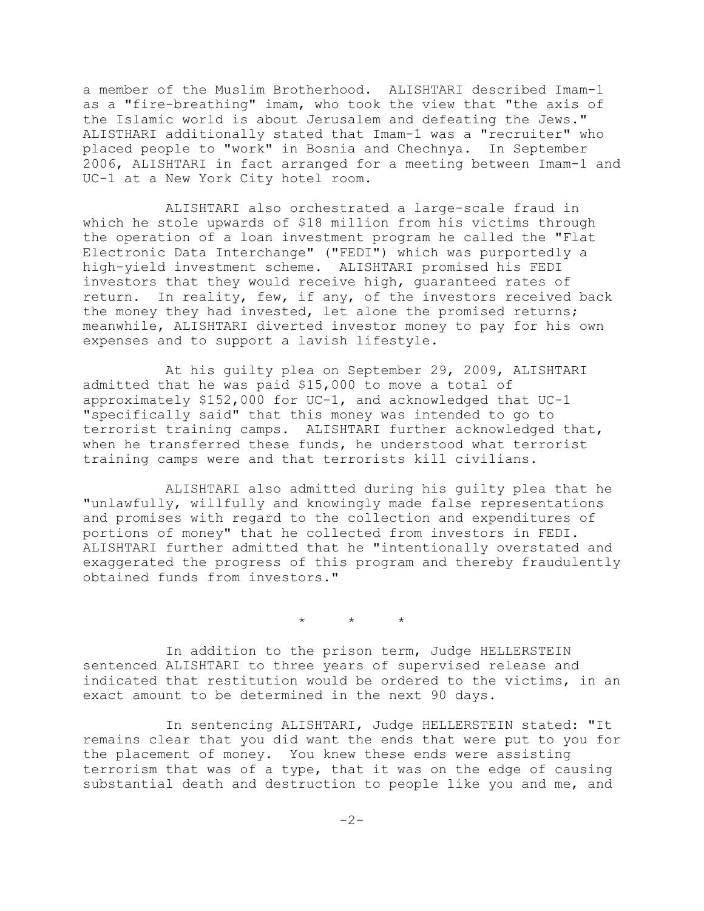a member of the Muslim Brotherhood. ALISHTARI described Imam-1 as a "fire-breathing" imam, who took the view that "the axis of the Islamic world is about Jerusalem and defeating the Jews." ALISTHARI additionally stated that Imam-1 was a "recruiter" who placed people to "work" in Bosnia and Chechnya. In September 2006, ALISHTARI in fact arranged for a meeting between Imam-1 and UC-1 at a New York City hotel room.

ALISHTARI also orchestrated a large-scale fraud in which he stole upwards of $18 million from his victims through the operation of a loan investment program he called the "Flat Electronic Data Interchange" ("FEDI") which was purportedly a high-yield investment scheme. ALISHTARI promised his FEDI investors that they would receive high, guaranteed rates of return. In reality, few, if any, of the investors received back the money they had invested, let alone the promised returns; meanwhile, ALISHTARI diverted investor money to pay for his own expenses and to support a lavish lifestyle.

At his guilty plea on September 29, 2009, ALISHTARI admitted that he was paid $15,000 to move a total of approximately $152,000 for UC-1, and acknowledged that UC-1 "specifically said" that this money was intended to go to terrorist training camps. ALISHTARI further acknowledged that, when he transferred these funds, he understood what terrorist training camps were and that terrorists kill civilians.

ALISHTARI also admitted during his guilty plea that he "unlawfully, willfully and knowingly made false representations and promises with regard to the collection and expenditures of portions of money" that he collected from investors in FEDI. ALISHTARI further admitted that he "intentionally overstated and exaggerated the progress of this program and thereby fraudulently obtained funds from investors."

\* \* \*

In addition to the prison term, Judge HELLERSTEIN sentenced ALISHTARI to three years of supervised release and indicated that restitution would be ordered to the victims, in an exact amount to be determined in the next 90 days.

In sentencing ALISHTARI, Judge HELLERSTEIN stated: "It remains clear that you did want the ends that were put to you for the placement of money. You knew these ends were assisting terrorism that was of a type, that it was on the edge of causing substantial death and destruction to people like you and me, and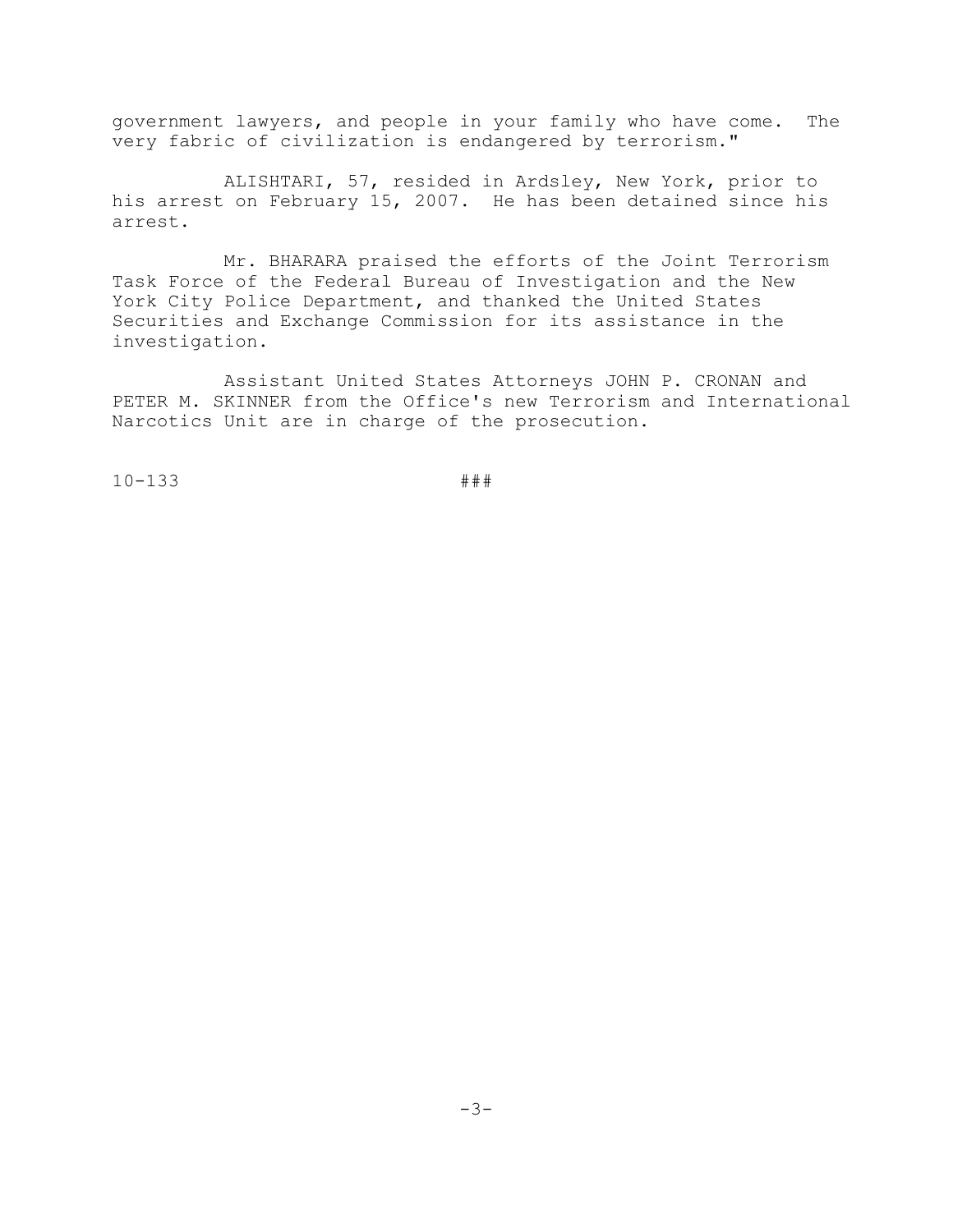government lawyers, and people in your family who have come. The very fabric of civilization is endangered by terrorism."

ALISHTARI, 57, resided in Ardsley, New York, prior to his arrest on February 15, 2007. He has been detained since his arrest.

Mr. BHARARA praised the efforts of the Joint Terrorism Task Force of the Federal Bureau of Investigation and the New York City Police Department, and thanked the United States Securities and Exchange Commission for its assistance in the investigation.

Assistant United States Attorneys JOHN P. CRONAN and PETER M. SKINNER from the Office's new Terrorism and International Narcotics Unit are in charge of the prosecution.

10-133 ###